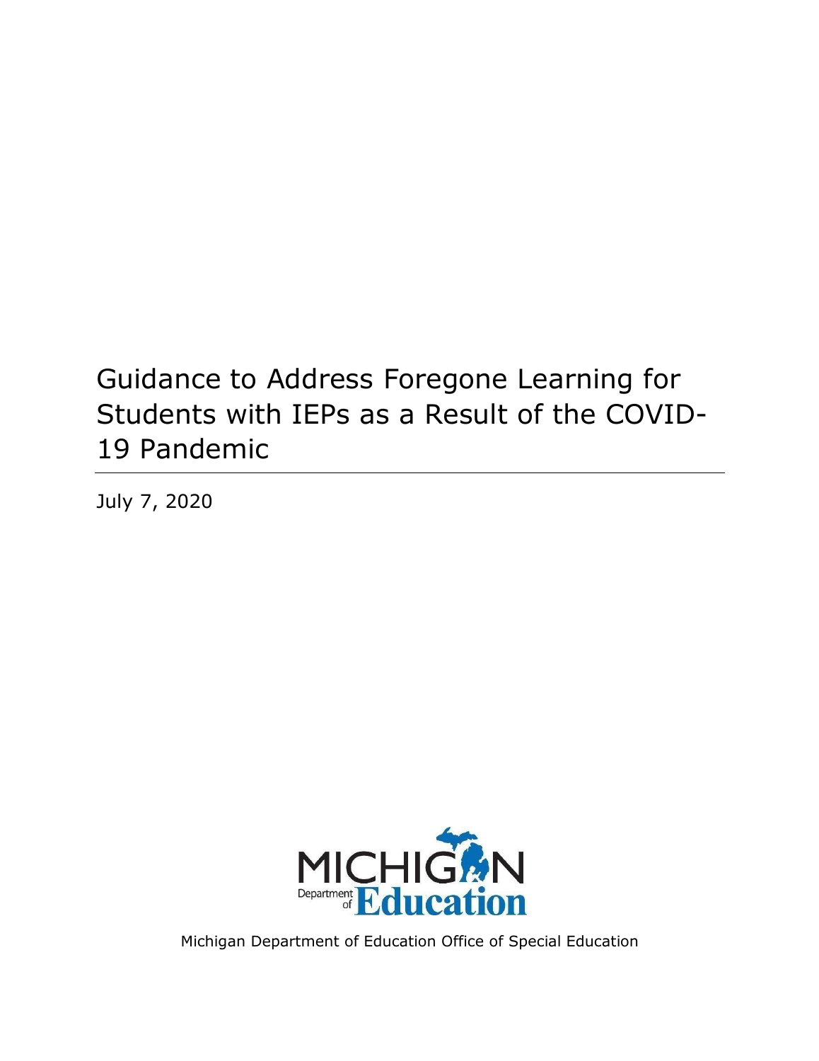# Guidance to Address Foregone Learning for Students with IEPs as a Result of the COVID-19 Pandemic

July 7, 2020

Michigan Department of Education Office of Special Education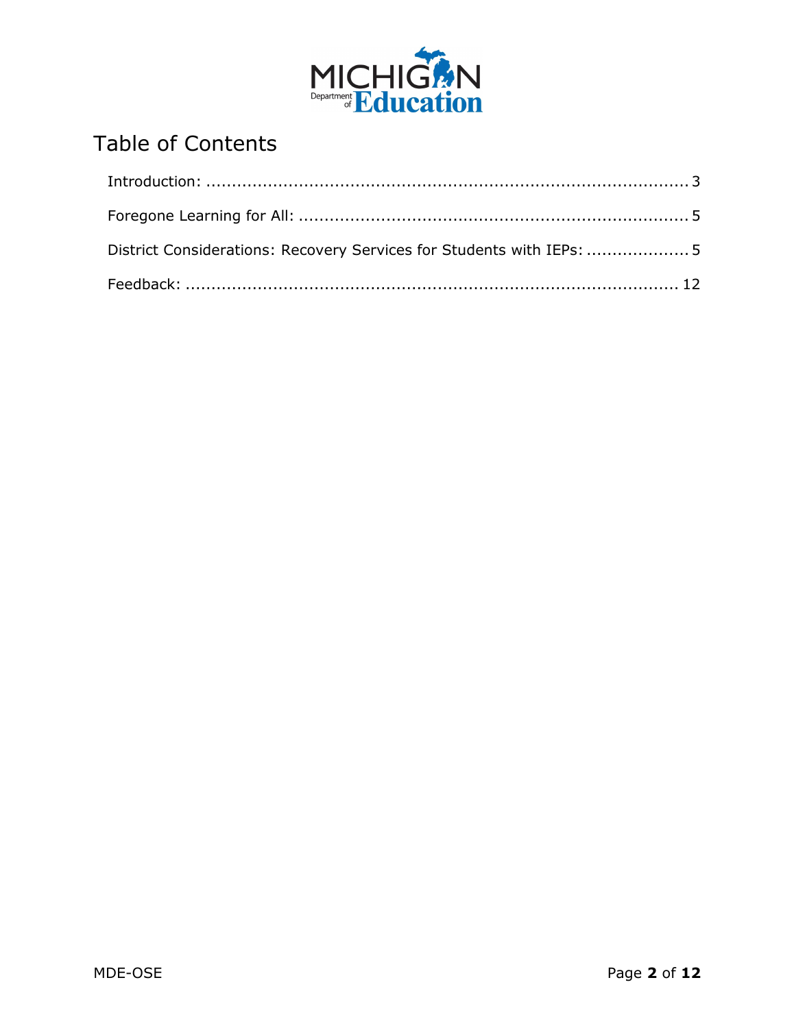# Table of Contents

Introduction: .......................................................................................... 3

Foregone Learning for All: ........................................................................ 5

District Considerations: Recovery Services for Students with IEPs: .................... 5

Feedback: ............................................................................................. 12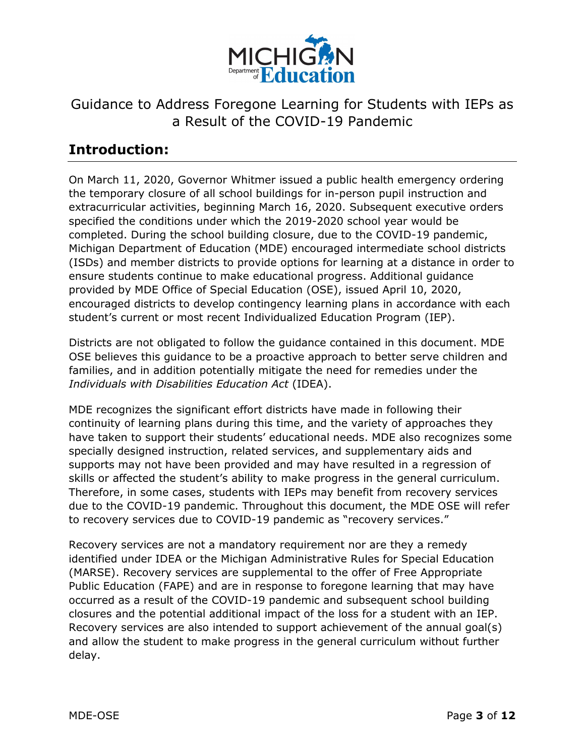# Guidance to Address Foregone Learning for Students with IEPs as a Result of the COVID-19 Pandemic

## Introduction:

On March 11, 2020, Governor Whitmer issued a public health emergency ordering the temporary closure of all school buildings for in-person pupil instruction and extracurricular activities, beginning March 16, 2020. Subsequent executive orders specified the conditions under which the 2019-2020 school year would be completed. During the school building closure, due to the COVID-19 pandemic, Michigan Department of Education (MDE) encouraged intermediate school districts (ISDs) and member districts to provide options for learning at a distance in order to ensure students continue to make educational progress. Additional guidance provided by MDE Office of Special Education (OSE), issued April 10, 2020, encouraged districts to develop contingency learning plans in accordance with each student's current or most recent Individualized Education Program (IEP).

Districts are not obligated to follow the guidance contained in this document. MDE OSE believes this guidance to be a proactive approach to better serve children and families, and in addition potentially mitigate the need for remedies under the *Individuals with Disabilities Education Act* (IDEA).

MDE recognizes the significant effort districts have made in following their continuity of learning plans during this time, and the variety of approaches they have taken to support their students' educational needs. MDE also recognizes some specially designed instruction, related services, and supplementary aids and supports may not have been provided and may have resulted in a regression of skills or affected the student's ability to make progress in the general curriculum. Therefore, in some cases, students with IEPs may benefit from recovery services due to the COVID-19 pandemic. Throughout this document, the MDE OSE will refer to recovery services due to COVID-19 pandemic as "recovery services."

Recovery services are not a mandatory requirement nor are they a remedy identified under IDEA or the Michigan Administrative Rules for Special Education (MARSE). Recovery services are supplemental to the offer of Free Appropriate Public Education (FAPE) and are in response to foregone learning that may have occurred as a result of the COVID-19 pandemic and subsequent school building closures and the potential additional impact of the loss for a student with an IEP. Recovery services are also intended to support achievement of the annual goal(s) and allow the student to make progress in the general curriculum without further delay.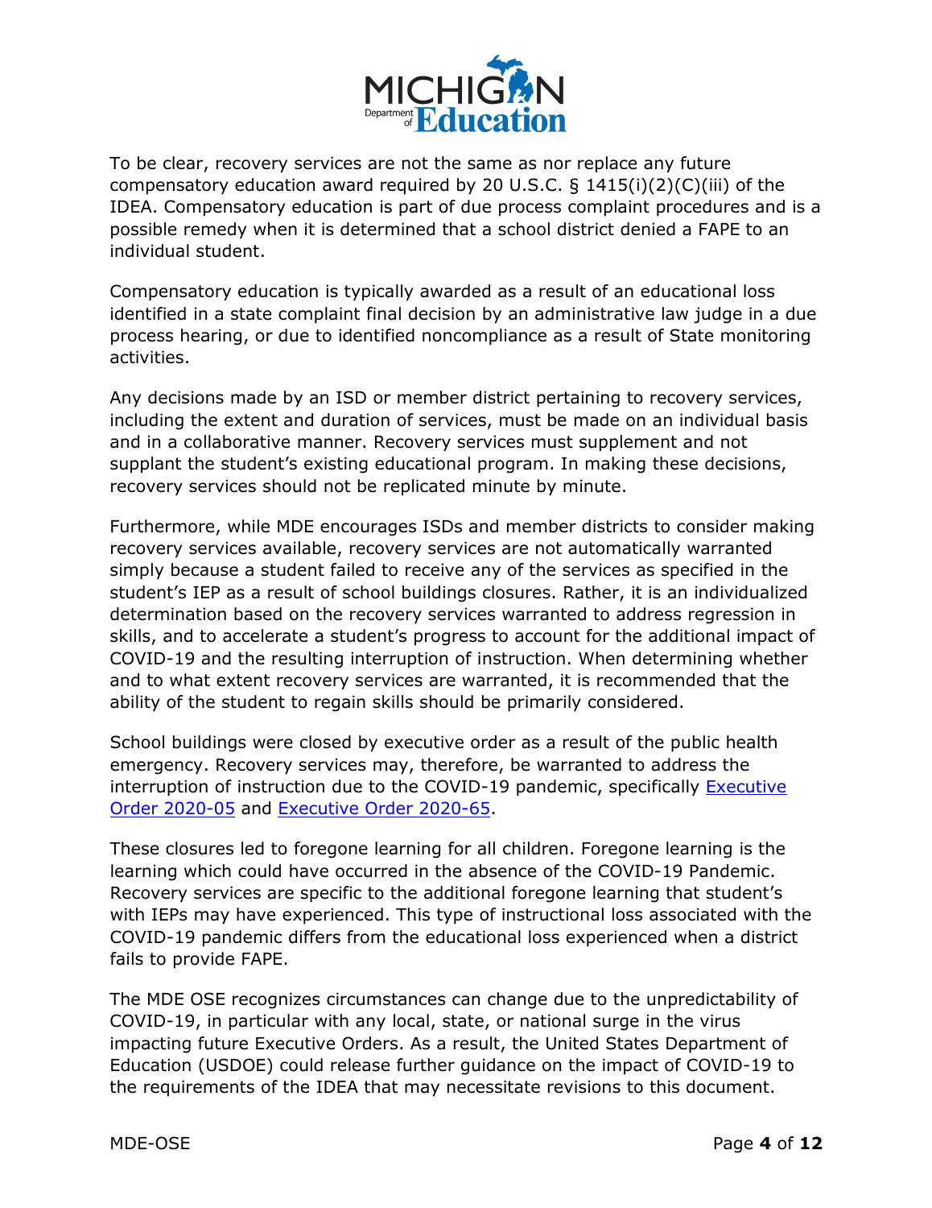To be clear, recovery services are not the same as nor replace any future compensatory education award required by 20 U.S.C. § 1415(i)(2)(C)(iii) of the IDEA. Compensatory education is part of due process complaint procedures and is a possible remedy when it is determined that a school district denied a FAPE to an individual student.

Compensatory education is typically awarded as a result of an educational loss identified in a state complaint final decision by an administrative law judge in a due process hearing, or due to identified noncompliance as a result of State monitoring activities.

Any decisions made by an ISD or member district pertaining to recovery services, including the extent and duration of services, must be made on an individual basis and in a collaborative manner. Recovery services must supplement and not supplant the student's existing educational program. In making these decisions, recovery services should not be replicated minute by minute.

Furthermore, while MDE encourages ISDs and member districts to consider making recovery services available, recovery services are not automatically warranted simply because a student failed to receive any of the services as specified in the student's IEP as a result of school buildings closures. Rather, it is an individualized determination based on the recovery services warranted to address regression in skills, and to accelerate a student's progress to account for the additional impact of COVID-19 and the resulting interruption of instruction. When determining whether and to what extent recovery services are warranted, it is recommended that the ability of the student to regain skills should be primarily considered.

School buildings were closed by executive order as a result of the public health emergency. Recovery services may, therefore, be warranted to address the interruption of instruction due to the COVID-19 pandemic, specifically Executive Order 2020-05 and Executive Order 2020-65.

These closures led to foregone learning for all children. Foregone learning is the learning which could have occurred in the absence of the COVID-19 Pandemic. Recovery services are specific to the additional foregone learning that student's with IEPs may have experienced. This type of instructional loss associated with the COVID-19 pandemic differs from the educational loss experienced when a district fails to provide FAPE.

The MDE OSE recognizes circumstances can change due to the unpredictability of COVID-19, in particular with any local, state, or national surge in the virus impacting future Executive Orders. As a result, the United States Department of Education (USDOE) could release further guidance on the impact of COVID-19 to the requirements of the IDEA that may necessitate revisions to this document.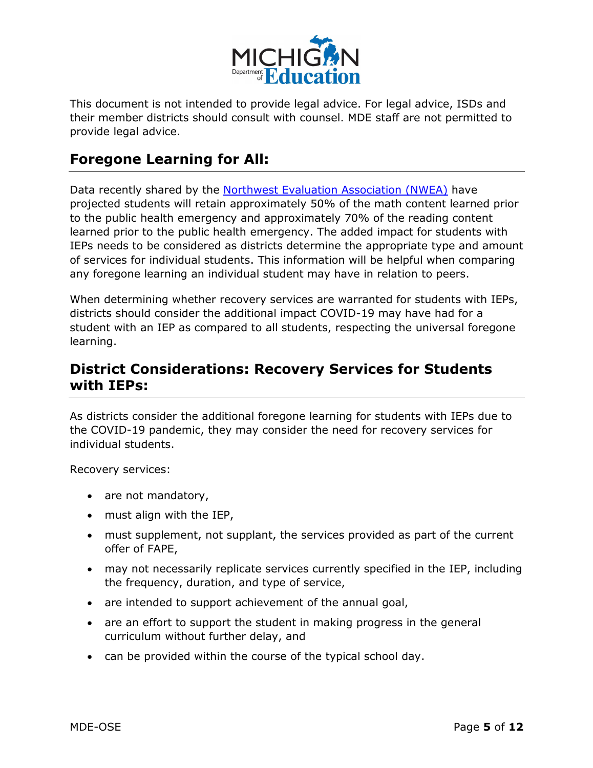This document is not intended to provide legal advice. For legal advice, ISDs and their member districts should consult with counsel. MDE staff are not permitted to provide legal advice.

## Foregone Learning for All:

Data recently shared by the [Northwest Evaluation Association (NWEA)](#) have projected students will retain approximately 50% of the math content learned prior to the public health emergency and approximately 70% of the reading content learned prior to the public health emergency. The added impact for students with IEPs needs to be considered as districts determine the appropriate type and amount of services for individual students. This information will be helpful when comparing any foregone learning an individual student may have in relation to peers.

When determining whether recovery services are warranted for students with IEPs, districts should consider the additional impact COVID-19 may have had for a student with an IEP as compared to all students, respecting the universal foregone learning.

## District Considerations: Recovery Services for Students with IEPs:

As districts consider the additional foregone learning for students with IEPs due to the COVID-19 pandemic, they may consider the need for recovery services for individual students.

Recovery services:

- are not mandatory,
- must align with the IEP,
- must supplement, not supplant, the services provided as part of the current offer of FAPE,
- may not necessarily replicate services currently specified in the IEP, including the frequency, duration, and type of service,
- are intended to support achievement of the annual goal,
- are an effort to support the student in making progress in the general curriculum without further delay, and
- can be provided within the course of the typical school day.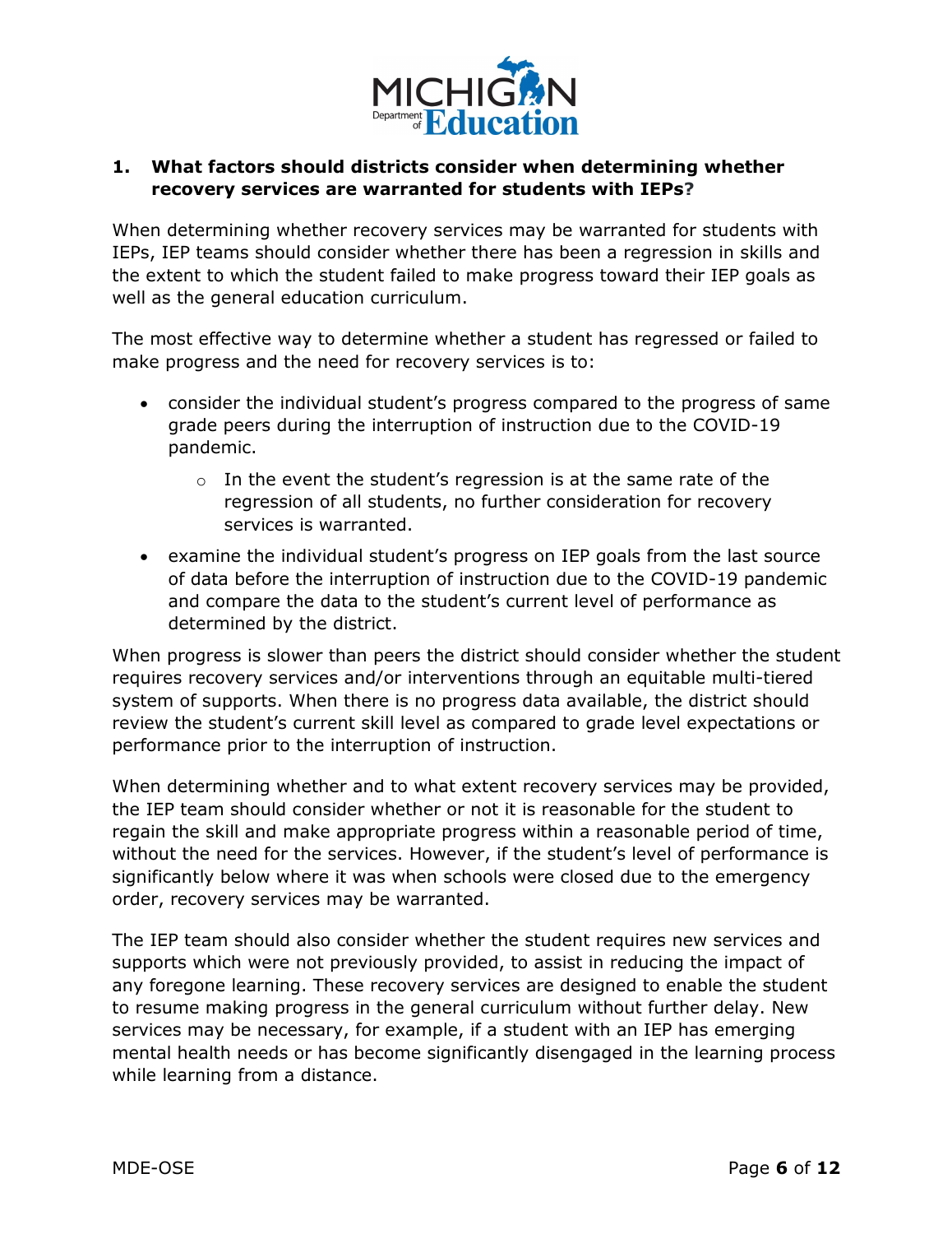### 1. What factors should districts consider when determining whether recovery services are warranted for students with IEPs?

When determining whether recovery services may be warranted for students with IEPs, IEP teams should consider whether there has been a regression in skills and the extent to which the student failed to make progress toward their IEP goals as well as the general education curriculum.

The most effective way to determine whether a student has regressed or failed to make progress and the need for recovery services is to:

- consider the individual student's progress compared to the progress of same grade peers during the interruption of instruction due to the COVID-19 pandemic.
  - In the event the student's regression is at the same rate of the regression of all students, no further consideration for recovery services is warranted.
- examine the individual student's progress on IEP goals from the last source of data before the interruption of instruction due to the COVID-19 pandemic and compare the data to the student's current level of performance as determined by the district.

When progress is slower than peers the district should consider whether the student requires recovery services and/or interventions through an equitable multi-tiered system of supports. When there is no progress data available, the district should review the student's current skill level as compared to grade level expectations or performance prior to the interruption of instruction.

When determining whether and to what extent recovery services may be provided, the IEP team should consider whether or not it is reasonable for the student to regain the skill and make appropriate progress within a reasonable period of time, without the need for the services. However, if the student's level of performance is significantly below where it was when schools were closed due to the emergency order, recovery services may be warranted.

The IEP team should also consider whether the student requires new services and supports which were not previously provided, to assist in reducing the impact of any foregone learning. These recovery services are designed to enable the student to resume making progress in the general curriculum without further delay. New services may be necessary, for example, if a student with an IEP has emerging mental health needs or has become significantly disengaged in the learning process while learning from a distance.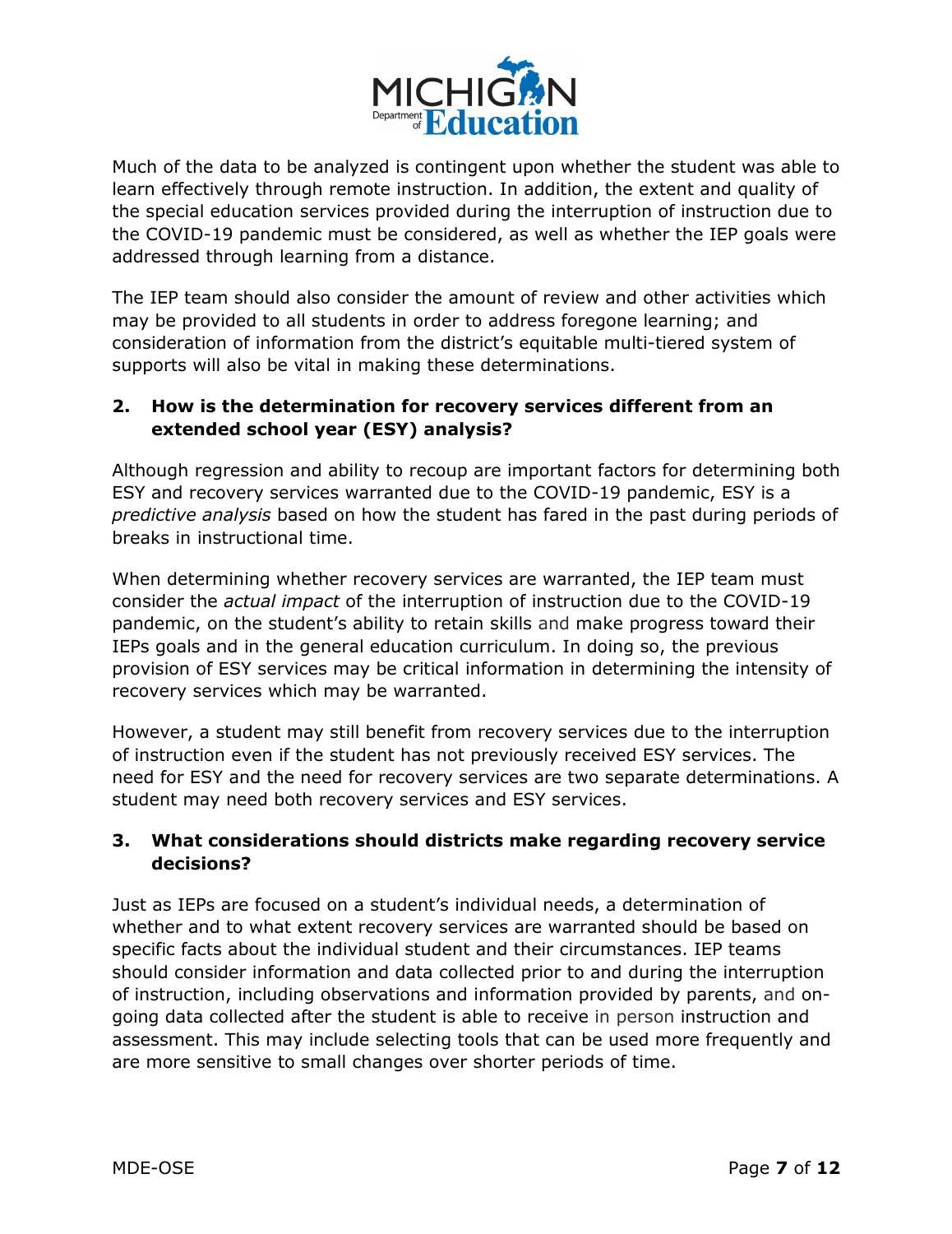Much of the data to be analyzed is contingent upon whether the student was able to learn effectively through remote instruction. In addition, the extent and quality of the special education services provided during the interruption of instruction due to the COVID-19 pandemic must be considered, as well as whether the IEP goals were addressed through learning from a distance.

The IEP team should also consider the amount of review and other activities which may be provided to all students in order to address foregone learning; and consideration of information from the district's equitable multi-tiered system of supports will also be vital in making these determinations.

### 2. How is the determination for recovery services different from an extended school year (ESY) analysis?

Although regression and ability to recoup are important factors for determining both ESY and recovery services warranted due to the COVID-19 pandemic, ESY is a *predictive analysis* based on how the student has fared in the past during periods of breaks in instructional time.

When determining whether recovery services are warranted, the IEP team must consider the *actual impact* of the interruption of instruction due to the COVID-19 pandemic, on the student's ability to retain skills and make progress toward their IEPs goals and in the general education curriculum. In doing so, the previous provision of ESY services may be critical information in determining the intensity of recovery services which may be warranted.

However, a student may still benefit from recovery services due to the interruption of instruction even if the student has not previously received ESY services. The need for ESY and the need for recovery services are two separate determinations. A student may need both recovery services and ESY services.

### 3. What considerations should districts make regarding recovery service decisions?

Just as IEPs are focused on a student's individual needs, a determination of whether and to what extent recovery services are warranted should be based on specific facts about the individual student and their circumstances. IEP teams should consider information and data collected prior to and during the interruption of instruction, including observations and information provided by parents, and on-going data collected after the student is able to receive in person instruction and assessment. This may include selecting tools that can be used more frequently and are more sensitive to small changes over shorter periods of time.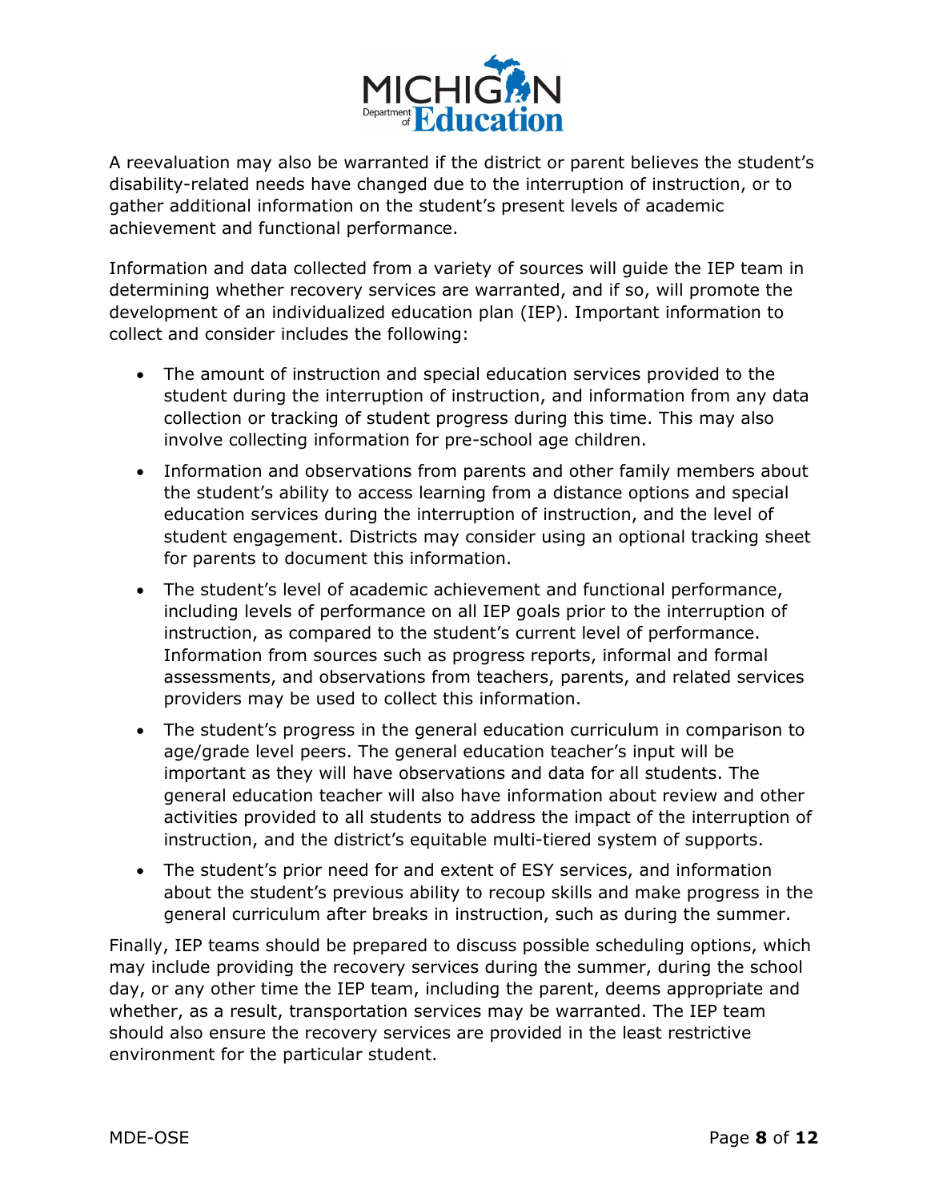A reevaluation may also be warranted if the district or parent believes the student's disability-related needs have changed due to the interruption of instruction, or to gather additional information on the student's present levels of academic achievement and functional performance.

Information and data collected from a variety of sources will guide the IEP team in determining whether recovery services are warranted, and if so, will promote the development of an individualized education plan (IEP). Important information to collect and consider includes the following:

- The amount of instruction and special education services provided to the student during the interruption of instruction, and information from any data collection or tracking of student progress during this time. This may also involve collecting information for pre-school age children.
- Information and observations from parents and other family members about the student's ability to access learning from a distance options and special education services during the interruption of instruction, and the level of student engagement. Districts may consider using an optional tracking sheet for parents to document this information.
- The student's level of academic achievement and functional performance, including levels of performance on all IEP goals prior to the interruption of instruction, as compared to the student's current level of performance. Information from sources such as progress reports, informal and formal assessments, and observations from teachers, parents, and related services providers may be used to collect this information.
- The student's progress in the general education curriculum in comparison to age/grade level peers. The general education teacher's input will be important as they will have observations and data for all students. The general education teacher will also have information about review and other activities provided to all students to address the impact of the interruption of instruction, and the district's equitable multi-tiered system of supports.
- The student's prior need for and extent of ESY services, and information about the student's previous ability to recoup skills and make progress in the general curriculum after breaks in instruction, such as during the summer.

Finally, IEP teams should be prepared to discuss possible scheduling options, which may include providing the recovery services during the summer, during the school day, or any other time the IEP team, including the parent, deems appropriate and whether, as a result, transportation services may be warranted. The IEP team should also ensure the recovery services are provided in the least restrictive environment for the particular student.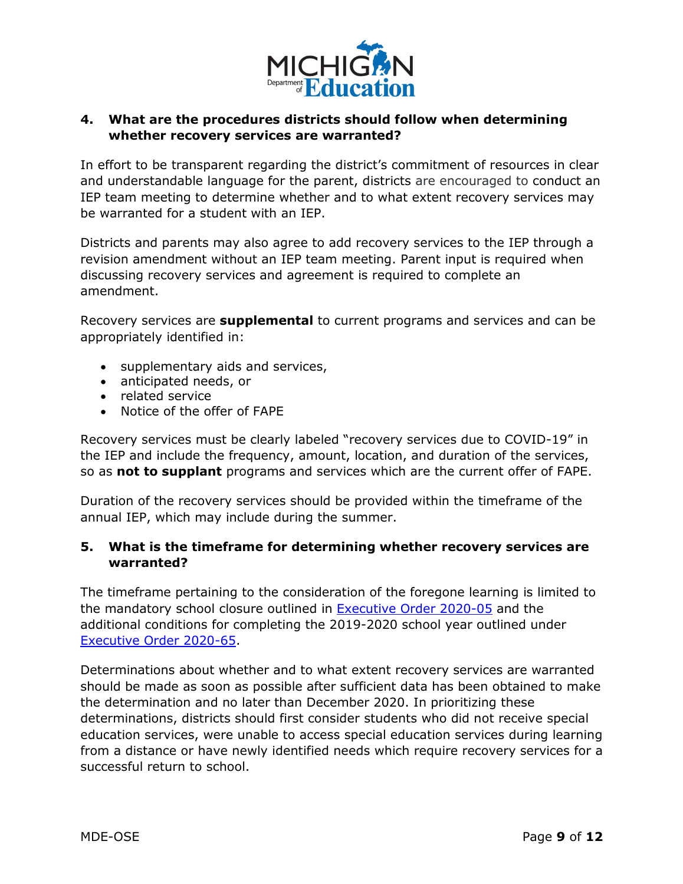### 4. What are the procedures districts should follow when determining whether recovery services are warranted?

In effort to be transparent regarding the district's commitment of resources in clear and understandable language for the parent, districts are encouraged to conduct an IEP team meeting to determine whether and to what extent recovery services may be warranted for a student with an IEP.

Districts and parents may also agree to add recovery services to the IEP through a revision amendment without an IEP team meeting. Parent input is required when discussing recovery services and agreement is required to complete an amendment.

Recovery services are **supplemental** to current programs and services and can be appropriately identified in:

- supplementary aids and services,
- anticipated needs, or
- related service
- Notice of the offer of FAPE

Recovery services must be clearly labeled "recovery services due to COVID-19" in the IEP and include the frequency, amount, location, and duration of the services, so as **not to supplant** programs and services which are the current offer of FAPE.

Duration of the recovery services should be provided within the timeframe of the annual IEP, which may include during the summer.

### 5. What is the timeframe for determining whether recovery services are warranted?

The timeframe pertaining to the consideration of the foregone learning is limited to the mandatory school closure outlined in [Executive Order 2020-05] and the additional conditions for completing the 2019-2020 school year outlined under [Executive Order 2020-65].

Determinations about whether and to what extent recovery services are warranted should be made as soon as possible after sufficient data has been obtained to make the determination and no later than December 2020. In prioritizing these determinations, districts should first consider students who did not receive special education services, were unable to access special education services during learning from a distance or have newly identified needs which require recovery services for a successful return to school.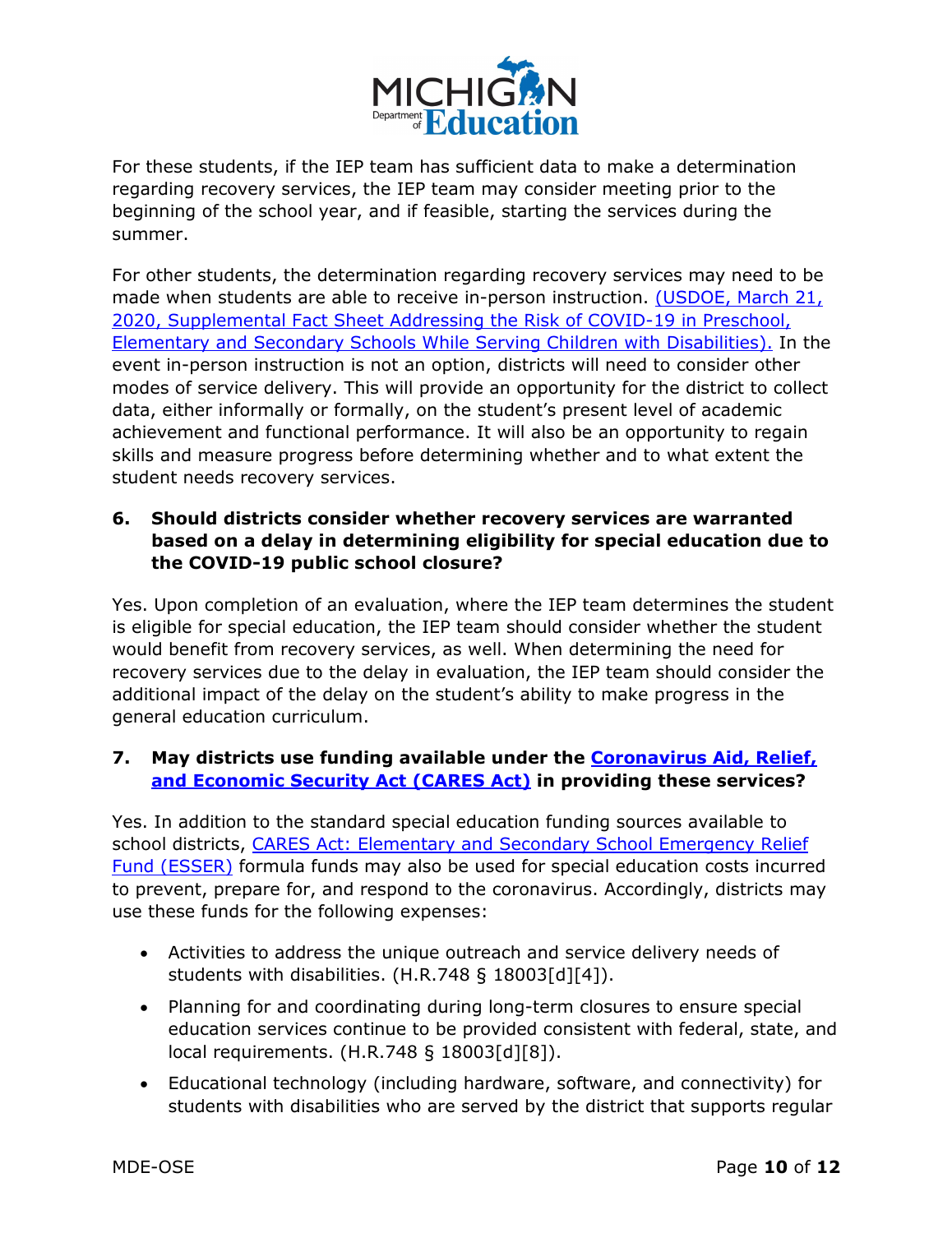For these students, if the IEP team has sufficient data to make a determination regarding recovery services, the IEP team may consider meeting prior to the beginning of the school year, and if feasible, starting the services during the summer.

For other students, the determination regarding recovery services may need to be made when students are able to receive in-person instruction. (USDOE, March 21, 2020, Supplemental Fact Sheet Addressing the Risk of COVID-19 in Preschool, Elementary and Secondary Schools While Serving Children with Disabilities). In the event in-person instruction is not an option, districts will need to consider other modes of service delivery. This will provide an opportunity for the district to collect data, either informally or formally, on the student's present level of academic achievement and functional performance. It will also be an opportunity to regain skills and measure progress before determining whether and to what extent the student needs recovery services.

**6. Should districts consider whether recovery services are warranted based on a delay in determining eligibility for special education due to the COVID-19 public school closure?**

Yes. Upon completion of an evaluation, where the IEP team determines the student is eligible for special education, the IEP team should consider whether the student would benefit from recovery services, as well. When determining the need for recovery services due to the delay in evaluation, the IEP team should consider the additional impact of the delay on the student's ability to make progress in the general education curriculum.

**7. May districts use funding available under the Coronavirus Aid, Relief, and Economic Security Act (CARES Act) in providing these services?**

Yes. In addition to the standard special education funding sources available to school districts, CARES Act: Elementary and Secondary School Emergency Relief Fund (ESSER) formula funds may also be used for special education costs incurred to prevent, prepare for, and respond to the coronavirus. Accordingly, districts may use these funds for the following expenses:

- Activities to address the unique outreach and service delivery needs of students with disabilities. (H.R.748 § 18003[d][4]).
- Planning for and coordinating during long-term closures to ensure special education services continue to be provided consistent with federal, state, and local requirements. (H.R.748 § 18003[d][8]).
- Educational technology (including hardware, software, and connectivity) for students with disabilities who are served by the district that supports regular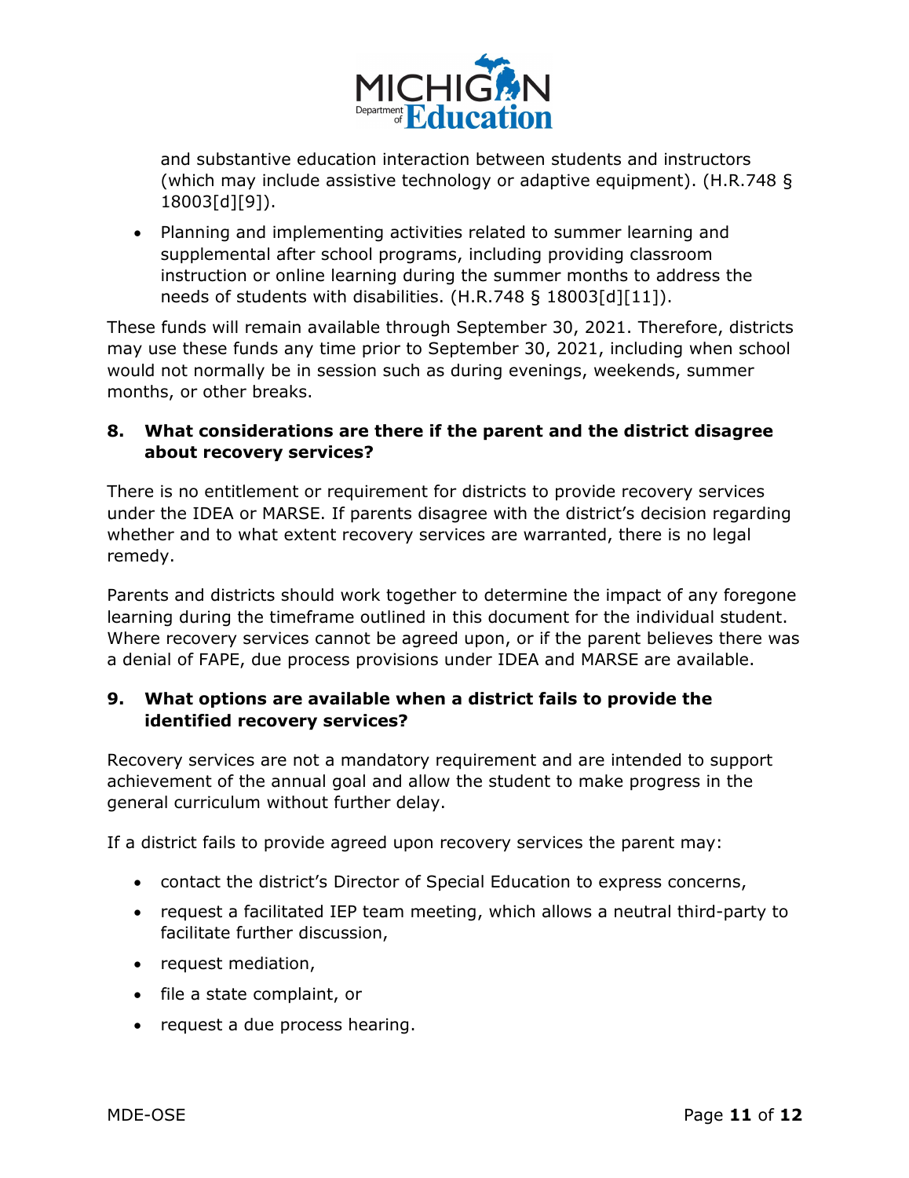and substantive education interaction between students and instructors (which may include assistive technology or adaptive equipment). (H.R.748 § 18003[d][9]).

- Planning and implementing activities related to summer learning and supplemental after school programs, including providing classroom instruction or online learning during the summer months to address the needs of students with disabilities. (H.R.748 § 18003[d][11]).

These funds will remain available through September 30, 2021. Therefore, districts may use these funds any time prior to September 30, 2021, including when school would not normally be in session such as during evenings, weekends, summer months, or other breaks.

### 8. What considerations are there if the parent and the district disagree about recovery services?

There is no entitlement or requirement for districts to provide recovery services under the IDEA or MARSE. If parents disagree with the district's decision regarding whether and to what extent recovery services are warranted, there is no legal remedy.

Parents and districts should work together to determine the impact of any foregone learning during the timeframe outlined in this document for the individual student. Where recovery services cannot be agreed upon, or if the parent believes there was a denial of FAPE, due process provisions under IDEA and MARSE are available.

### 9. What options are available when a district fails to provide the identified recovery services?

Recovery services are not a mandatory requirement and are intended to support achievement of the annual goal and allow the student to make progress in the general curriculum without further delay.

If a district fails to provide agreed upon recovery services the parent may:

- contact the district's Director of Special Education to express concerns,
- request a facilitated IEP team meeting, which allows a neutral third-party to facilitate further discussion,
- request mediation,
- file a state complaint, or
- request a due process hearing.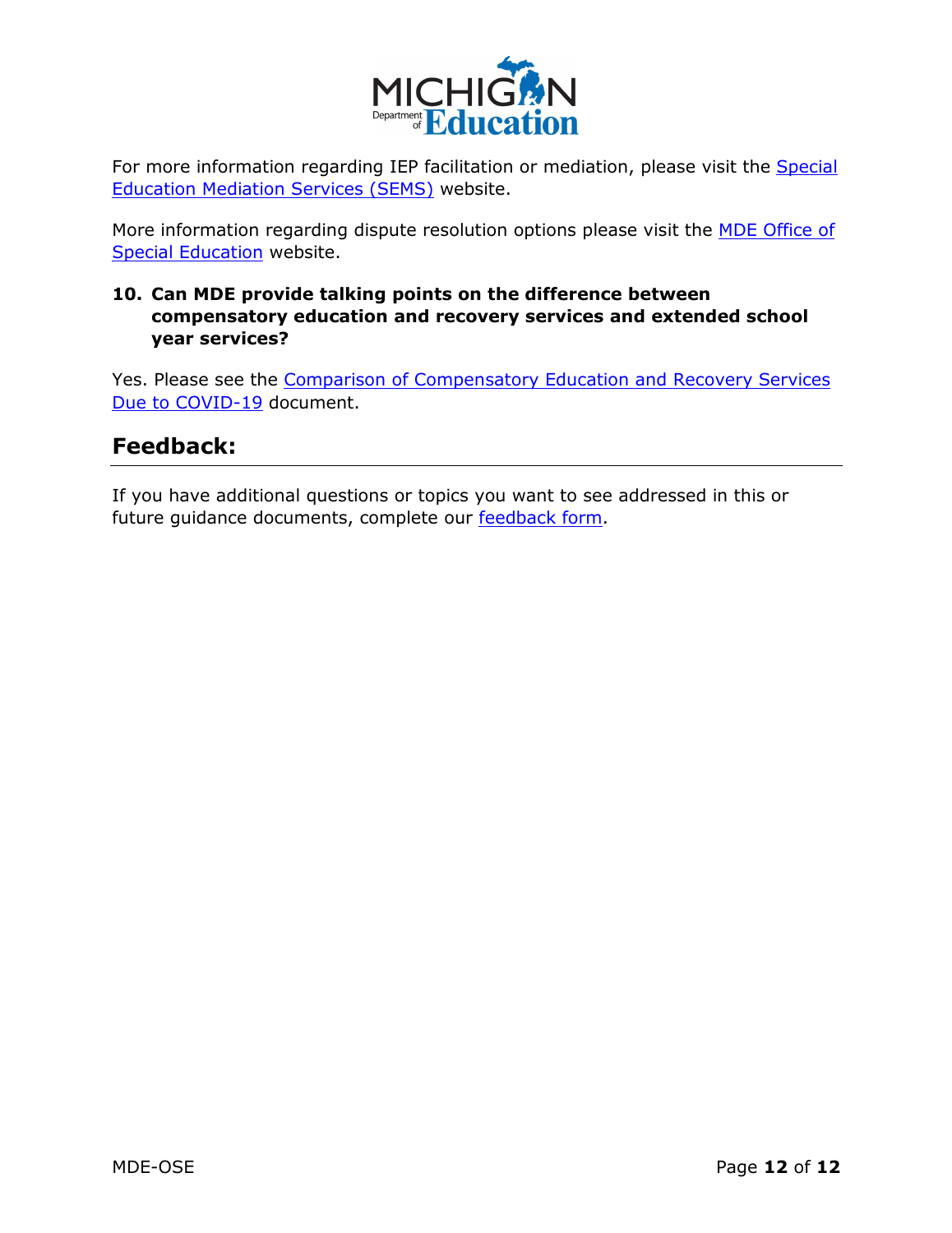For more information regarding IEP facilitation or mediation, please visit the Special Education Mediation Services (SEMS) website.

More information regarding dispute resolution options please visit the MDE Office of Special Education website.

**10. Can MDE provide talking points on the difference between compensatory education and recovery services and extended school year services?**

Yes. Please see the Comparison of Compensatory Education and Recovery Services Due to COVID-19 document.

## Feedback:

If you have additional questions or topics you want to see addressed in this or future guidance documents, complete our feedback form.